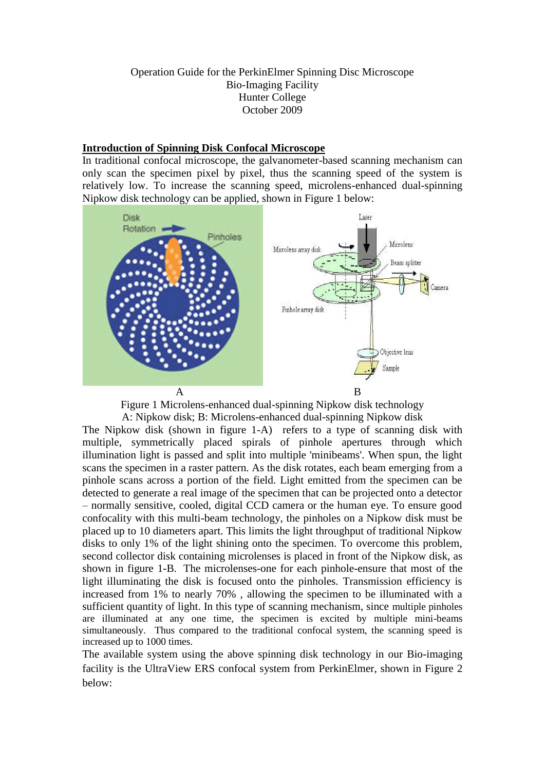Operation Guide for the PerkinElmer Spinning Disc Microscope
Bio-Imaging Facility
Hunter College
October 2009

**Introduction of Spinning Disk Confocal Microscope**

In traditional confocal microscope, the galvanometer-based scanning mechanism can only scan the specimen pixel by pixel, thus the scanning speed of the system is relatively low. To increase the scanning speed, microlens-enhanced dual-spinning Nipkow disk technology can be applied, shown in Figure 1 below:

A B

Figure 1 Microlens-enhanced dual-spinning Nipkow disk technology
A: Nipkow disk; B: Microlens-enhanced dual-spinning Nipkow disk

The Nipkow disk (shown in figure 1-A) refers to a type of scanning disk with multiple, symmetrically placed spirals of pinhole apertures through which illumination light is passed and split into multiple 'minibeams'. When spun, the light scans the specimen in a raster pattern. As the disk rotates, each beam emerging from a pinhole scans across a portion of the field. Light emitted from the specimen can be detected to generate a real image of the specimen that can be projected onto a detector – normally sensitive, cooled, digital CCD camera or the human eye. To ensure good confocality with this multi-beam technology, the pinholes on a Nipkow disk must be placed up to 10 diameters apart. This limits the light throughput of traditional Nipkow disks to only 1% of the light shining onto the specimen. To overcome this problem, second collector disk containing microlenses is placed in front of the Nipkow disk, as shown in figure 1-B. The microlenses-one for each pinhole-ensure that most of the light illuminating the disk is focused onto the pinholes. Transmission efficiency is increased from 1% to nearly 70% , allowing the specimen to be illuminated with a sufficient quantity of light. In this type of scanning mechanism, since multiple pinholes are illuminated at any one time, the specimen is excited by multiple mini-beams simultaneously. Thus compared to the traditional confocal system, the scanning speed is increased up to 1000 times.

The available system using the above spinning disk technology in our Bio-imaging facility is the UltraView ERS confocal system from PerkinElmer, shown in Figure 2 below: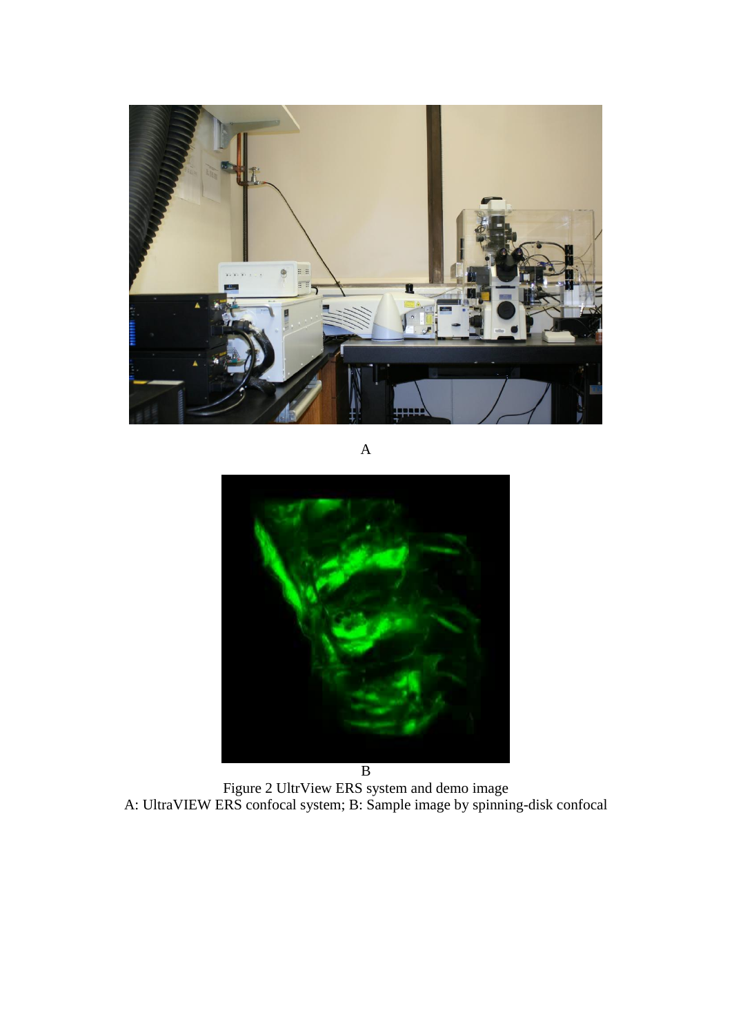A

B

Figure 2 UltrView ERS system and demo image
A: UltraVIEW ERS confocal system; B: Sample image by spinning-disk confocal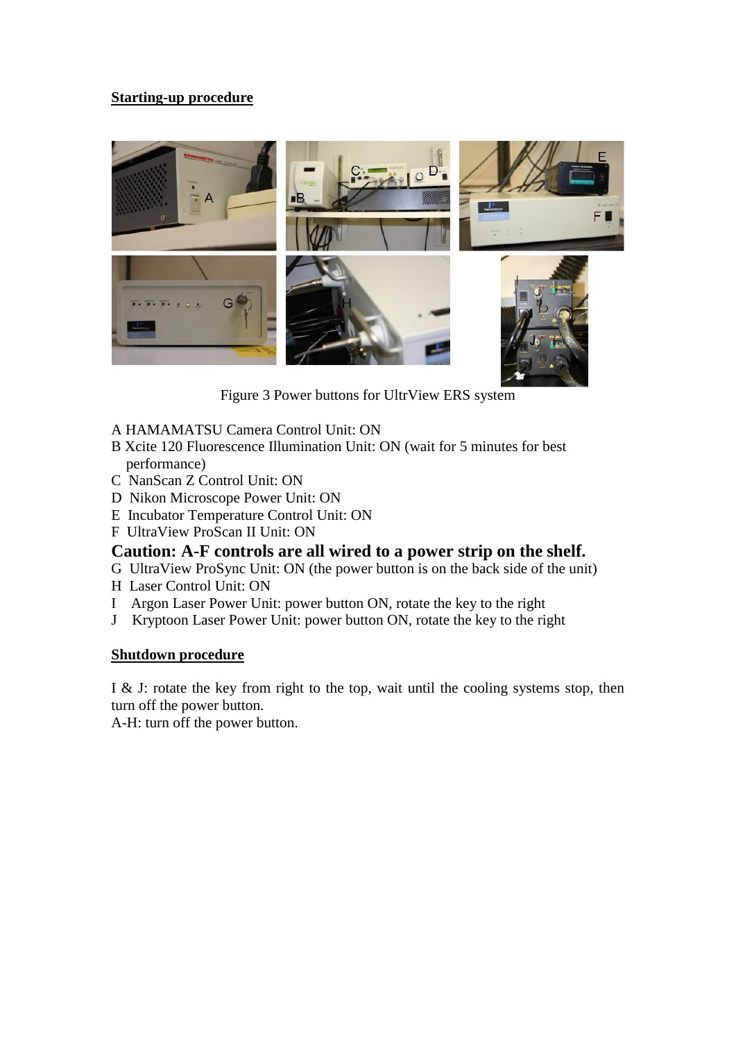**Starting-up procedure**

Figure 3 Power buttons for UltrView ERS system

A HAMAMATSU Camera Control Unit: ON
B Xcite 120 Fluorescence Illumination Unit: ON (wait for 5 minutes for best performance)
C NanScan Z Control Unit: ON
D Nikon Microscope Power Unit: ON
E Incubator Temperature Control Unit: ON
F UltraView ProScan II Unit: ON

**Caution: A-F controls are all wired to a power strip on the shelf.**

G UltraView ProSync Unit: ON (the power button is on the back side of the unit)
H Laser Control Unit: ON
I Argon Laser Power Unit: power button ON, rotate the key to the right
J Kryptoon Laser Power Unit: power button ON, rotate the key to the right

**Shutdown procedure**

I & J: rotate the key from right to the top, wait until the cooling systems stop, then turn off the power button.
A-H: turn off the power button.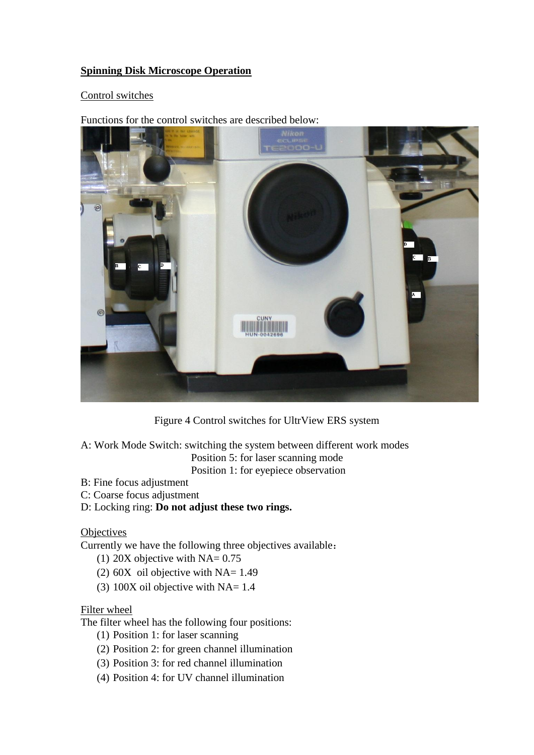**Spinning Disk Microscope Operation**

Control switches

Functions for the control switches are described below:

Figure 4 Control switches for UltrView ERS system

A: Work Mode Switch: switching the system between different work modes
    Position 5: for laser scanning mode
    Position 1: for eyepiece observation

B: Fine focus adjustment

C: Coarse focus adjustment

D: Locking ring: **Do not adjust these two rings.**

Objectives

Currently we have the following three objectives available：

1. 20X objective with NA= 0.75
2. 60X oil objective with NA= 1.49
3. 100X oil objective with NA= 1.4

Filter wheel

The filter wheel has the following four positions:

1. Position 1: for laser scanning
2. Position 2: for green channel illumination
3. Position 3: for red channel illumination
4. Position 4: for UV channel illumination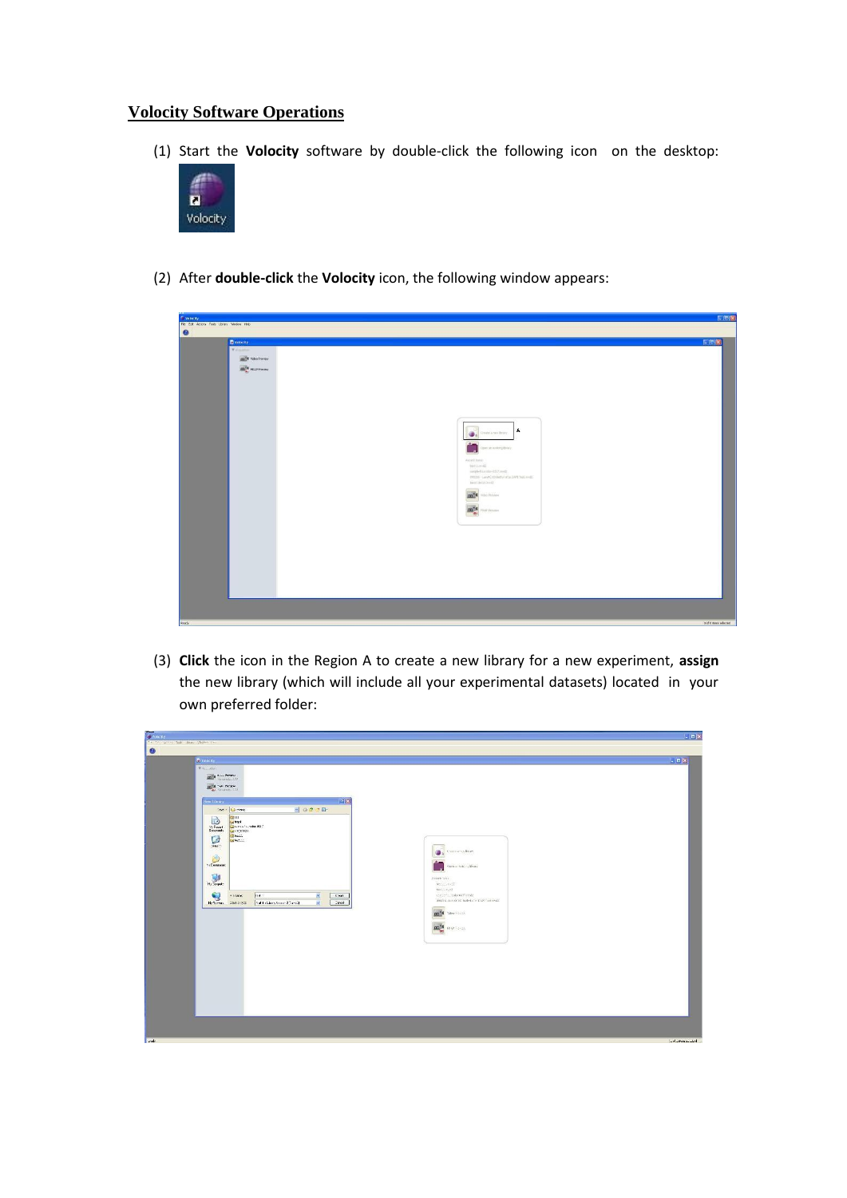## Volocity Software Operations

(1) Start the **Volocity** software by double-click the following icon on the desktop:

(2) After **double-click** the **Volocity** icon, the following window appears:

(3) **Click** the icon in the Region A to create a new library for a new experiment, **assign** the new library (which will include all your experimental datasets) located in your own preferred folder: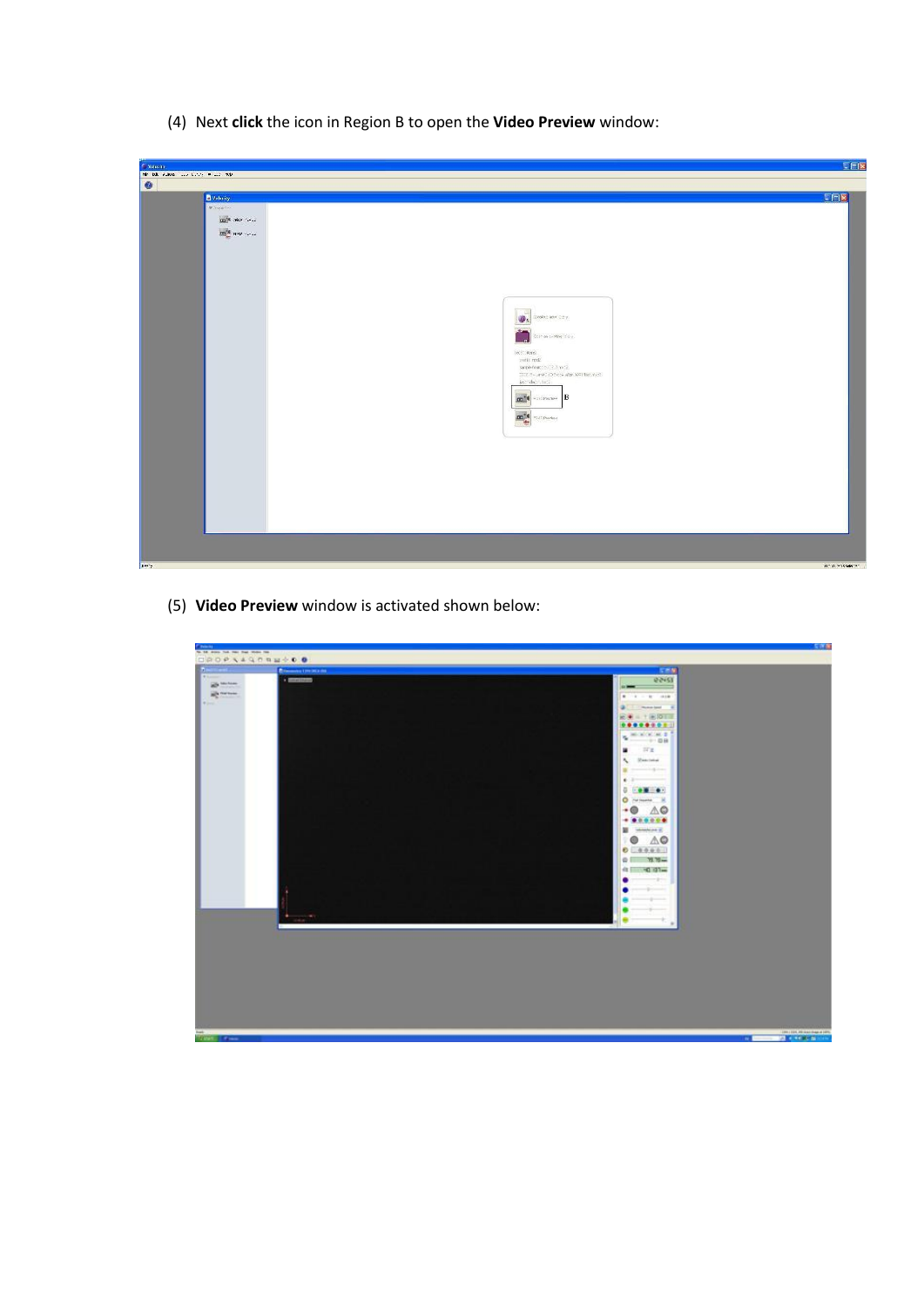(4) Next **click** the icon in Region B to open the **Video Preview** window:

(5) **Video Preview** window is activated shown below: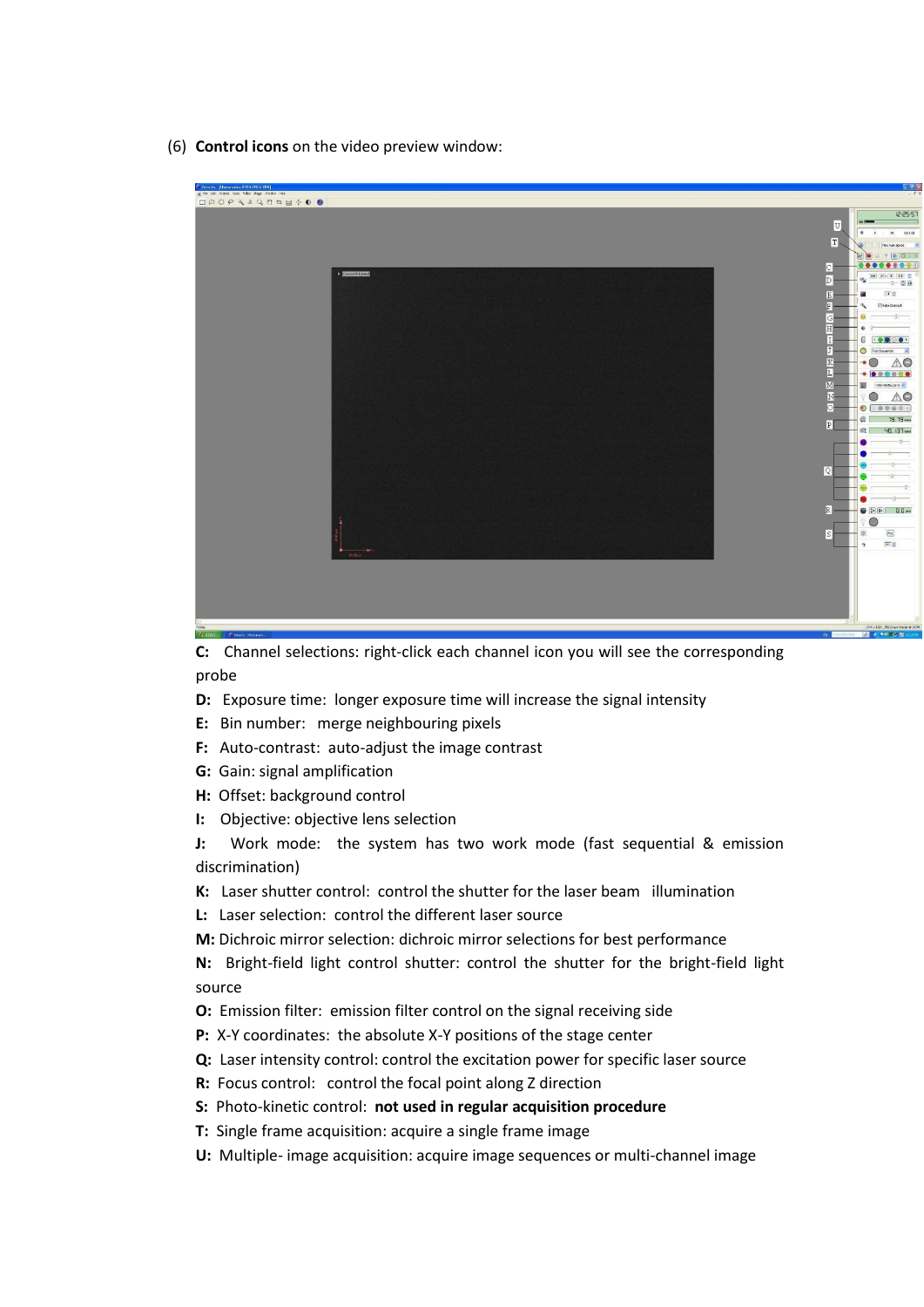(6) **Control icons** on the video preview window:

**C:** Channel selections: right-click each channel icon you will see the corresponding probe

**D:** Exposure time: longer exposure time will increase the signal intensity

**E:** Bin number: merge neighbouring pixels

**F:** Auto-contrast: auto-adjust the image contrast

**G:** Gain: signal amplification

**H:** Offset: background control

**I:** Objective: objective lens selection

**J:** Work mode: the system has two work mode (fast sequential & emission discrimination)

**K:** Laser shutter control: control the shutter for the laser beam illumination

**L:** Laser selection: control the different laser source

**M:** Dichroic mirror selection: dichroic mirror selections for best performance

**N:** Bright-field light control shutter: control the shutter for the bright-field light source

**O:** Emission filter: emission filter control on the signal receiving side

**P:** X-Y coordinates: the absolute X-Y positions of the stage center

**Q:** Laser intensity control: control the excitation power for specific laser source

**R:** Focus control: control the focal point along Z direction

**S:** Photo-kinetic control: **not used in regular acquisition procedure**

**T:** Single frame acquisition: acquire a single frame image

**U:** Multiple- image acquisition: acquire image sequences or multi-channel image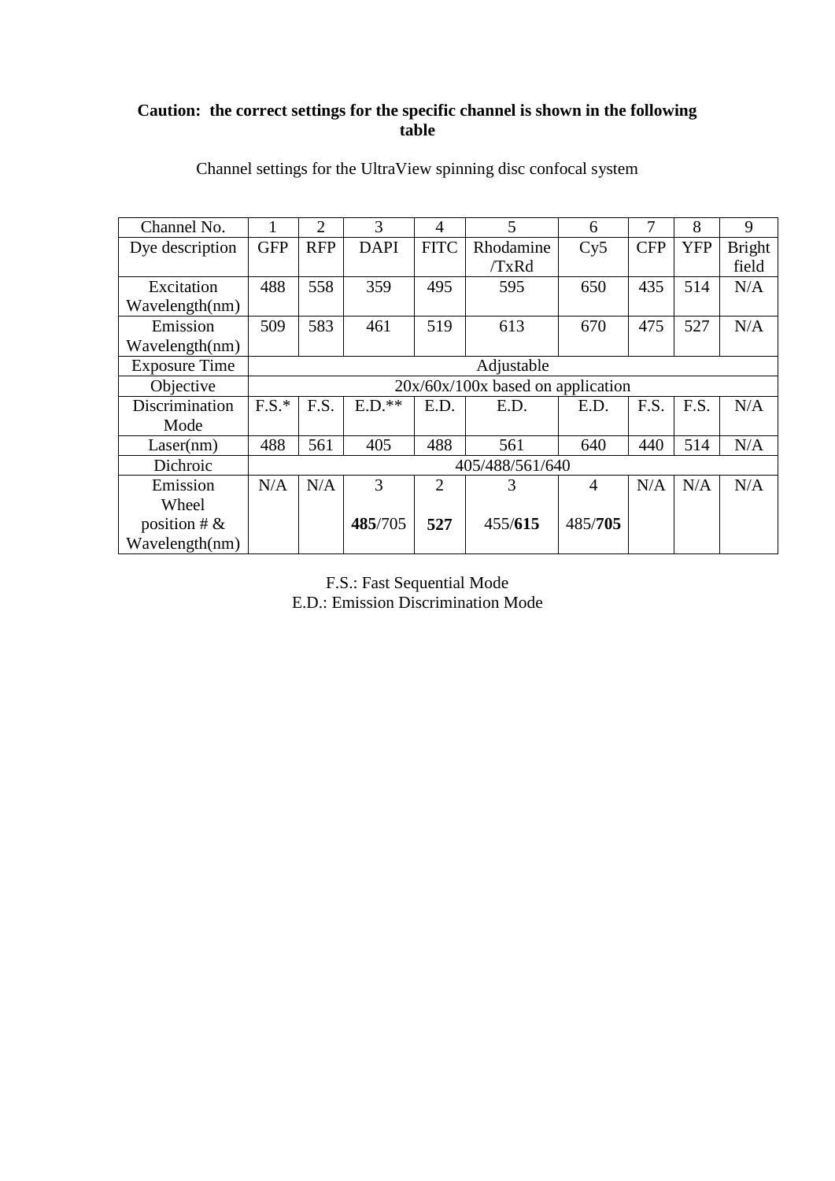**Caution: the correct settings for the specific channel is shown in the following table**

Channel settings for the UltraView spinning disc confocal system

| Channel No. | 1 | 2 | 3 | 4 | 5 | 6 | 7 | 8 | 9 |
|---|---|---|---|---|---|---|---|---|---|
| Dye description | GFP | RFP | DAPI | FITC | Rhodamine /TxRd | Cy5 | CFP | YFP | Bright field |
| Excitation Wavelength(nm) | 488 | 558 | 359 | 495 | 595 | 650 | 435 | 514 | N/A |
| Emission Wavelength(nm) | 509 | 583 | 461 | 519 | 613 | 670 | 475 | 527 | N/A |
| Exposure Time | Adjustable | | | | | | | | |
| Objective | 20x/60x/100x based on application | | | | | | | | |
| Discrimination Mode | F.S.* | F.S. | E.D.** | E.D. | E.D. | E.D. | F.S. | F.S. | N/A |
| Laser(nm) | 488 | 561 | 405 | 488 | 561 | 640 | 440 | 514 | N/A |
| Dichroic | 405/488/561/640 | | | | | | | | |
| Emission Wheel position # & Wavelength(nm) | N/A | N/A | 3 **485**/705 | 2 **527** | 3 455/**615** | 4 485/**705** | N/A | N/A | N/A |

F.S.: Fast Sequential Mode
E.D.: Emission Discrimination Mode